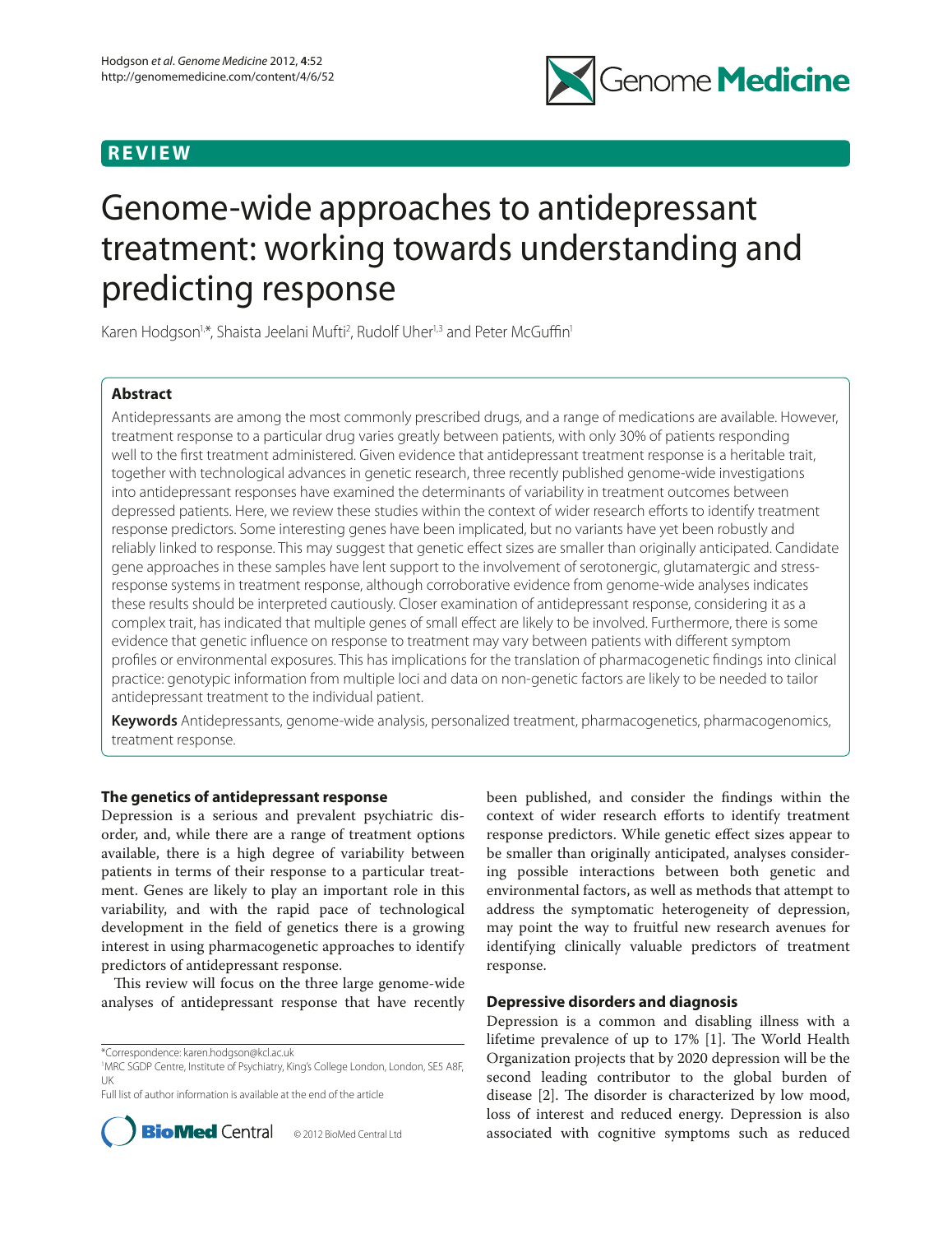REVIEW

# Genome-wide approaches to antidepressant treatment: working towards understanding and predicting response

Karen Hodgson[1,*], Shaista Jeelani Mufti[2], Rudolf Uher[1,3] and Peter McGuffin[1]

## Abstract

Antidepressants are among the most commonly prescribed drugs, and a range of medications are available. However, treatment response to a particular drug varies greatly between patients, with only 30% of patients responding well to the first treatment administered. Given evidence that antidepressant treatment response is a heritable trait, together with technological advances in genetic research, three recently published genome-wide investigations into antidepressant responses have examined the determinants of variability in treatment outcomes between depressed patients. Here, we review these studies within the context of wider research efforts to identify treatment response predictors. Some interesting genes have been implicated, but no variants have yet been robustly and reliably linked to response. This may suggest that genetic effect sizes are smaller than originally anticipated. Candidate gene approaches in these samples have lent support to the involvement of serotonergic, glutamatergic and stress-response systems in treatment response, although corroborative evidence from genome-wide analyses indicates these results should be interpreted cautiously. Closer examination of antidepressant response, considering it as a complex trait, has indicated that multiple genes of small effect are likely to be involved. Furthermore, there is some evidence that genetic influence on response to treatment may vary between patients with different symptom profiles or environmental exposures. This has implications for the translation of pharmacogenetic findings into clinical practice: genotypic information from multiple loci and data on non-genetic factors are likely to be needed to tailor antidepressant treatment to the individual patient.

**Keywords** Antidepressants, genome-wide analysis, personalized treatment, pharmacogenetics, pharmacogenomics, treatment response.

## The genetics of antidepressant response

Depression is a serious and prevalent psychiatric disorder, and, while there are a range of treatment options available, there is a high degree of variability between patients in terms of their response to a particular treatment. Genes are likely to play an important role in this variability, and with the rapid pace of technological development in the field of genetics there is a growing interest in using pharmacogenetic approaches to identify predictors of antidepressant response.

This review will focus on the three large genome-wide analyses of antidepressant response that have recently been published, and consider the findings within the context of wider research efforts to identify treatment response predictors. While genetic effect sizes appear to be smaller than originally anticipated, analyses considering possible interactions between both genetic and environmental factors, as well as methods that attempt to address the symptomatic heterogeneity of depression, may point the way to fruitful new research avenues for identifying clinically valuable predictors of treatment response.

## Depressive disorders and diagnosis

Depression is a common and disabling illness with a lifetime prevalence of up to 17% [1]. The World Health Organization projects that by 2020 depression will be the second leading contributor to the global burden of disease [2]. The disorder is characterized by low mood, loss of interest and reduced energy. Depression is also associated with cognitive symptoms such as reduced

*Correspondence: karen.hodgson@kcl.ac.uk
[1]MRC SGDP Centre, Institute of Psychiatry, King's College London, London, SE5 8AF, UK
Full list of author information is available at the end of the article

© 2012 BioMed Central Ltd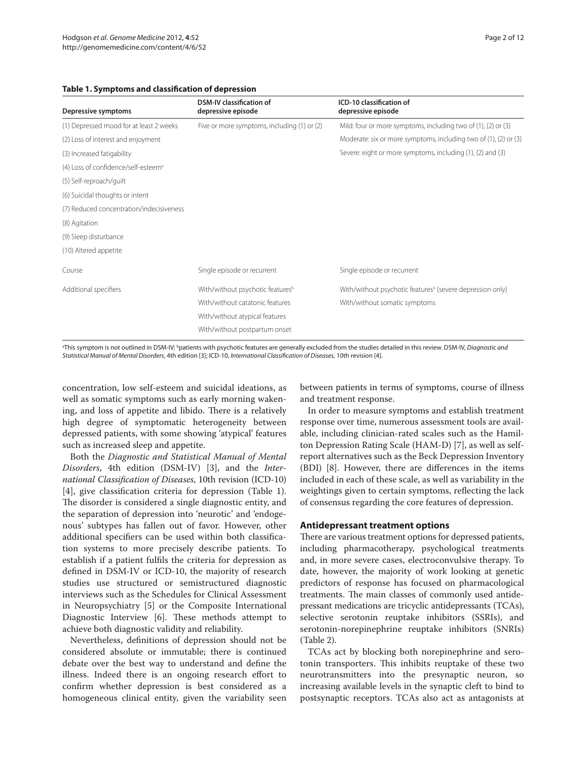**Table 1. Symptoms and classification of depression**

| Depressive symptoms | DSM-IV classification of depressive episode | ICD-10 classification of depressive episode |
|---|---|---|
| (1) Depressed mood for at least 2 weeks | Five or more symptoms, including (1) or (2) | Mild: four or more symptoms, including two of (1), (2) or (3) |
| (2) Loss of interest and enjoyment | | Moderate: six or more symptoms, including two of (1), (2) or (3) |
| (3) Increased fatigability | | Severe: eight or more symptoms, including (1), (2) and (3) |
| (4) Loss of confidence/self-esteem[a] | | |
| (5) Self-reproach/guilt | | |
| (6) Suicidal thoughts or intent | | |
| (7) Reduced concentration/indecisiveness | | |
| (8) Agitation | | |
| (9) Sleep disturbance | | |
| (10) Altered appetite | | |
| Course | Single episode or recurrent | Single episode or recurrent |
| Additional specifiers | With/without psychotic features[b] | With/without psychotic features[b] (severe depression only) |
| | With/without catatonic features | With/without somatic symptoms |
| | With/without atypical features | |
| | With/without postpartum onset | |

[a]This symptom is not outlined in DSM-IV; [b]patients with psychotic features are generally excluded from the studies detailed in this review. DSM-IV, *Diagnostic and Statistical Manual of Mental Disorders*, 4th edition [3]; ICD-10, *International Classification of Diseases*, 10th revision [4].

concentration, low self-esteem and suicidal ideations, as well as somatic symptoms such as early morning waken­ing, and loss of appetite and libido. There is a relatively high degree of symptomatic heterogeneity between depressed patients, with some showing 'atypical' features such as increased sleep and appetite.

Both the *Diagnostic and Statistical Manual of Mental Disorders*, 4th edition (DSM-IV) [3], and the *International Classification of Diseases*, 10th revision (ICD-10) [4], give classification criteria for depression (Table 1). The disorder is considered a single diagnostic entity, and the separation of depression into 'neurotic' and 'endogenous' subtypes has fallen out of favor. However, other additional specifiers can be used within both classification systems to more precisely describe patients. To establish if a patient fulfils the criteria for depression as defined in DSM-IV or ICD-10, the majority of research studies use structured or semistructured diagnostic interviews such as the Schedules for Clinical Assessment in Neuropsychiatry [5] or the Composite International Diagnostic Interview [6]. These methods attempt to achieve both diagnostic validity and reliability.

Nevertheless, definitions of depression should not be considered absolute or immutable; there is continued debate over the best way to understand and define the illness. Indeed there is an ongoing research effort to confirm whether depression is best considered as a homogeneous clinical entity, given the variability seen between patients in terms of symptoms, course of illness and treatment response.

In order to measure symptoms and establish treatment response over time, numerous assessment tools are available, including clinician-rated scales such as the Hamilton Depression Rating Scale (HAM-D) [7], as well as self-report alternatives such as the Beck Depression Inventory (BDI) [8]. However, there are differences in the items included in each of these scale, as well as variability in the weightings given to certain symptoms, reflecting the lack of consensus regarding the core features of depression.

## Antidepressant treatment options

There are various treatment options for depressed patients, including pharmacotherapy, psychological treatments and, in more severe cases, electroconvulsive therapy. To date, however, the majority of work looking at genetic predictors of response has focused on pharmacological treatments. The main classes of commonly used antidepressant medications are tricyclic antidepressants (TCAs), selective serotonin reuptake inhibitors (SSRIs), and serotonin-norepinephrine reuptake inhibitors (SNRIs) (Table 2).

TCAs act by blocking both norepinephrine and serotonin transporters. This inhibits reuptake of these two neurotransmitters into the presynaptic neuron, so increasing available levels in the synaptic cleft to bind to postsynaptic receptors. TCAs also act as antagonists at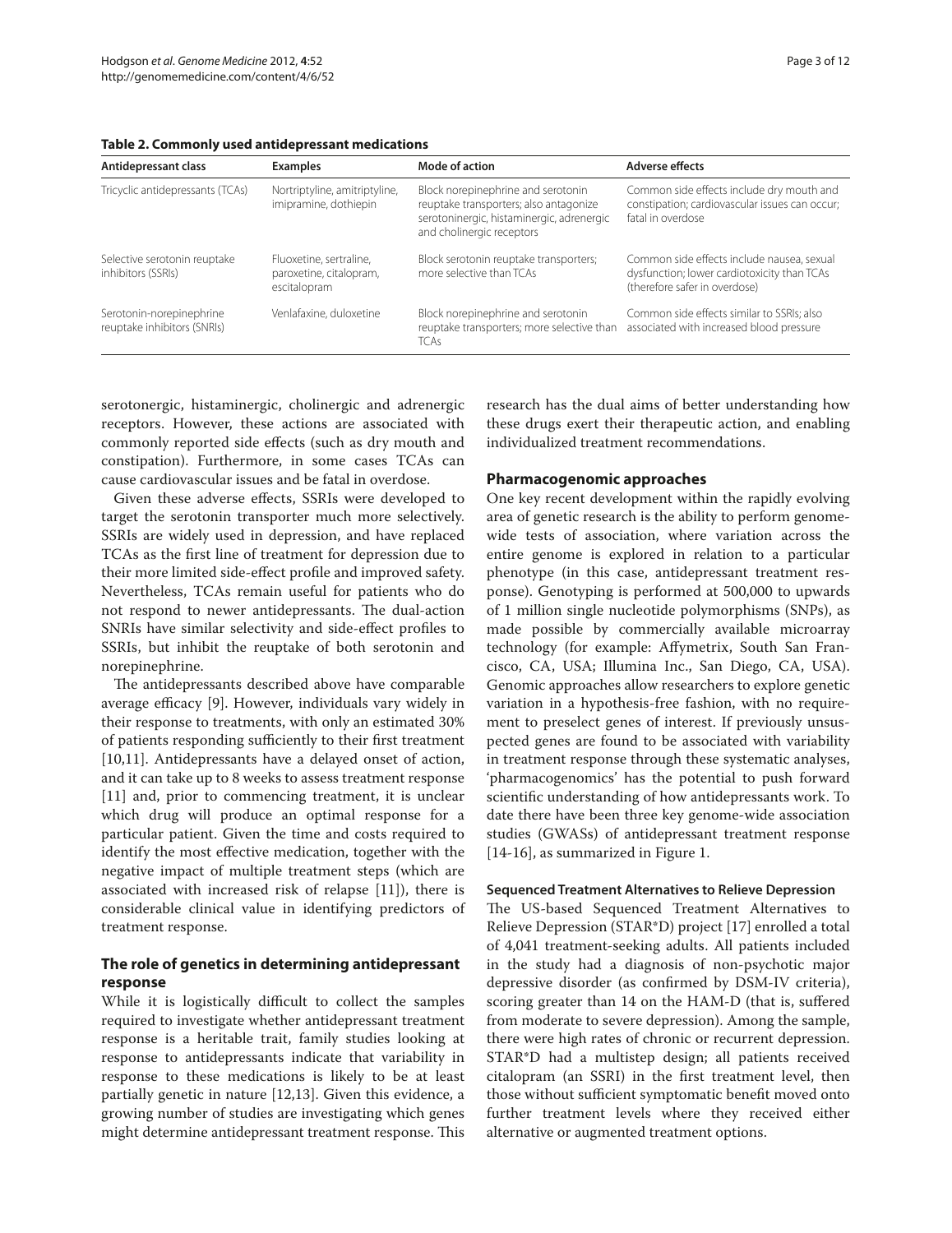**Table 2. Commonly used antidepressant medications**

| Antidepressant class | Examples | Mode of action | Adverse effects |
| --- | --- | --- | --- |
| Tricyclic antidepressants (TCAs) | Nortriptyline, amitriptyline, imipramine, dothiepin | Block norepinephrine and serotonin reuptake transporters; also antagonize serotoninergic, histaminergic, adrenergic and cholinergic receptors | Common side effects include dry mouth and constipation; cardiovascular issues can occur; fatal in overdose |
| Selective serotonin reuptake inhibitors (SSRIs) | Fluoxetine, sertraline, paroxetine, citalopram, escitalopram | Block serotonin reuptake transporters; more selective than TCAs | Common side effects include nausea, sexual dysfunction; lower cardiotoxicity than TCAs (therefore safer in overdose) |
| Serotonin-norepinephrine reuptake inhibitors (SNRIs) | Venlafaxine, duloxetine | Block norepinephrine and serotonin reuptake transporters; more selective than TCAs | Common side effects similar to SSRIs; also associated with increased blood pressure |

serotonergic, histaminergic, cholinergic and adrenergic receptors. However, these actions are associated with commonly reported side effects (such as dry mouth and constipation). Furthermore, in some cases TCAs can cause cardiovascular issues and be fatal in overdose.

Given these adverse effects, SSRIs were developed to target the serotonin transporter much more selectively. SSRIs are widely used in depression, and have replaced TCAs as the first line of treatment for depression due to their more limited side-effect profile and improved safety. Nevertheless, TCAs remain useful for patients who do not respond to newer antidepressants. The dual-action SNRIs have similar selectivity and side-effect profiles to SSRIs, but inhibit the reuptake of both serotonin and norepinephrine.

The antidepressants described above have comparable average efficacy [9]. However, individuals vary widely in their response to treatments, with only an estimated 30% of patients responding sufficiently to their first treatment [10,11]. Antidepressants have a delayed onset of action, and it can take up to 8 weeks to assess treatment response [11] and, prior to commencing treatment, it is unclear which drug will produce an optimal response for a particular patient. Given the time and costs required to identify the most effective medication, together with the negative impact of multiple treatment steps (which are associated with increased risk of relapse [11]), there is considerable clinical value in identifying predictors of treatment response.

## The role of genetics in determining antidepressant response

While it is logistically difficult to collect the samples required to investigate whether antidepressant treatment response is a heritable trait, family studies looking at response to antidepressants indicate that variability in response to these medications is likely to be at least partially genetic in nature [12,13]. Given this evidence, a growing number of studies are investigating which genes might determine antidepressant treatment response. This research has the dual aims of better understanding how these drugs exert their therapeutic action, and enabling individualized treatment recommendations.

## Pharmacogenomic approaches

One key recent development within the rapidly evolving area of genetic research is the ability to perform genome-wide tests of association, where variation across the entire genome is explored in relation to a particular phenotype (in this case, antidepressant treatment response). Genotyping is performed at 500,000 to upwards of 1 million single nucleotide polymorphisms (SNPs), as made possible by commercially available microarray technology (for example: Affymetrix, South San Francisco, CA, USA; Illumina Inc., San Diego, CA, USA). Genomic approaches allow researchers to explore genetic variation in a hypothesis-free fashion, with no requirement to preselect genes of interest. If previously unsuspected genes are found to be associated with variability in treatment response through these systematic analyses, 'pharmacogenomics' has the potential to push forward scientific understanding of how antidepressants work. To date there have been three key genome-wide association studies (GWASs) of antidepressant treatment response [14-16], as summarized in Figure 1.

### Sequenced Treatment Alternatives to Relieve Depression

The US-based Sequenced Treatment Alternatives to Relieve Depression (STAR*D) project [17] enrolled a total of 4,041 treatment-seeking adults. All patients included in the study had a diagnosis of non-psychotic major depressive disorder (as confirmed by DSM-IV criteria), scoring greater than 14 on the HAM-D (that is, suffered from moderate to severe depression). Among the sample, there were high rates of chronic or recurrent depression. STAR*D had a multistep design; all patients received citalopram (an SSRI) in the first treatment level, then those without sufficient symptomatic benefit moved onto further treatment levels where they received either alternative or augmented treatment options.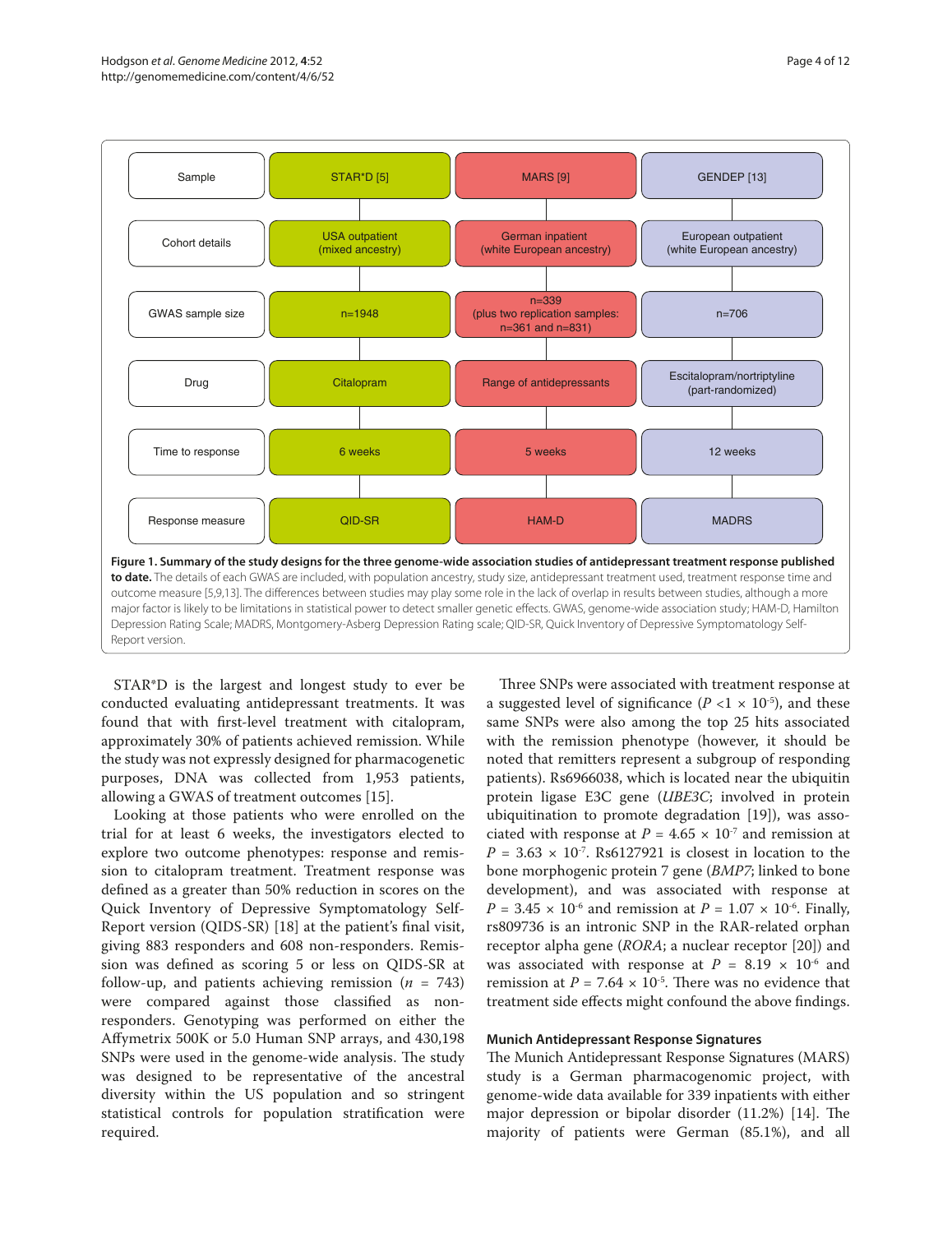| Sample | STAR*D [5] | MARS [9] | GENDEP [13] |
|---|---|---|---|
| Cohort details | USA outpatient (mixed ancestry) | German inpatient (white European ancestry) | European outpatient (white European ancestry) |
| GWAS sample size | n=1948 | n=339 (plus two replication samples: n=361 and n=831) | n=706 |
| Drug | Citalopram | Range of antidepressants | Escitalopram/nortriptyline (part-randomized) |
| Time to response | 6 weeks | 5 weeks | 12 weeks |
| Response measure | QID-SR | HAM-D | MADRS |

**Figure 1. Summary of the study designs for the three genome-wide association studies of antidepressant treatment response published to date.** The details of each GWAS are included, with population ancestry, study size, antidepressant treatment used, treatment response time and outcome measure [5,9,13]. The differences between studies may play some role in the lack of overlap in results between studies, although a more major factor is likely to be limitations in statistical power to detect smaller genetic effects. GWAS, genome-wide association study; HAM-D, Hamilton Depression Rating Scale; MADRS, Montgomery-Asberg Depression Rating scale; QID-SR, Quick Inventory of Depressive Symptomatology Self-Report version.

STAR*D is the largest and longest study to ever be conducted evaluating antidepressant treatments. It was found that with first-level treatment with citalopram, approximately 30% of patients achieved remission. While the study was not expressly designed for pharmacogenetic purposes, DNA was collected from 1,953 patients, allowing a GWAS of treatment outcomes [15].

Looking at those patients who were enrolled on the trial for at least 6 weeks, the investigators elected to explore two outcome phenotypes: response and remission to citalopram treatment. Treatment response was defined as a greater than 50% reduction in scores on the Quick Inventory of Depressive Symptomatology Self-Report version (QIDS-SR) [18] at the patient's final visit, giving 883 responders and 608 non-responders. Remission was defined as scoring 5 or less on QIDS-SR at follow-up, and patients achieving remission ($n$ = 743) were compared against those classified as non-responders. Genotyping was performed on either the Affymetrix 500K or 5.0 Human SNP arrays, and 430,198 SNPs were used in the genome-wide analysis. The study was designed to be representative of the ancestral diversity within the US population and so stringent statistical controls for population stratification were required.

Three SNPs were associated with treatment response at a suggested level of significance ($P < 1 \times 10^{-5}$), and these same SNPs were also among the top 25 hits associated with the remission phenotype (however, it should be noted that remitters represent a subgroup of responding patients). Rs6966038, which is located near the ubiquitin protein ligase E3C gene (*UBE3C*; involved in protein ubiquitination to promote degradation [19]), was associated with response at $P = 4.65 \times 10^{-7}$ and remission at $P = 3.63 \times 10^{-7}$. Rs6127921 is closest in location to the bone morphogenic protein 7 gene (*BMP7*; linked to bone development), and was associated with response at $P = 3.45 \times 10^{-6}$ and remission at $P = 1.07 \times 10^{-6}$. Finally, rs809736 is an intronic SNP in the RAR-related orphan receptor alpha gene (*RORA*; a nuclear receptor [20]) and was associated with response at $P = 8.19 \times 10^{-6}$ and remission at $P = 7.64 \times 10^{-5}$. There was no evidence that treatment side effects might confound the above findings.

### Munich Antidepressant Response Signatures

The Munich Antidepressant Response Signatures (MARS) study is a German pharmacogenomic project, with genome-wide data available for 339 inpatients with either major depression or bipolar disorder (11.2%) [14]. The majority of patients were German (85.1%), and all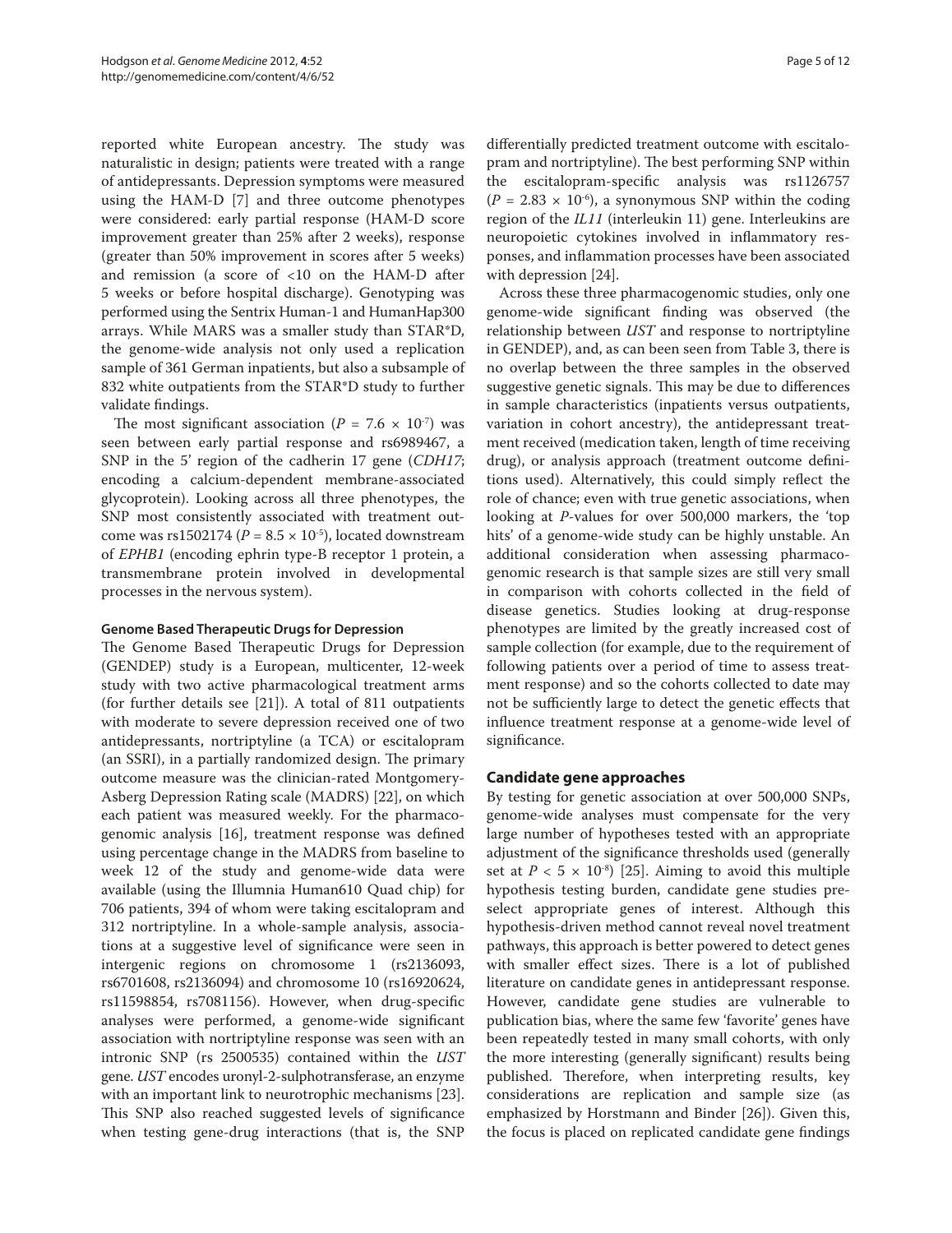reported white European ancestry. The study was naturalistic in design; patients were treated with a range of antidepressants. Depression symptoms were measured using the HAM-D [7] and three outcome phenotypes were considered: early partial response (HAM-D score improvement greater than 25% after 2 weeks), response (greater than 50% improvement in scores after 5 weeks) and remission (a score of <10 on the HAM-D after 5 weeks or before hospital discharge). Genotyping was performed using the Sentrix Human-1 and HumanHap300 arrays. While MARS was a smaller study than STAR*D, the genome-wide analysis not only used a replication sample of 361 German inpatients, but also a subsample of 832 white outpatients from the STAR*D study to further validate findings.

The most significant association ($P = 7.6 \times 10^{-7}$) was seen between early partial response and rs6989467, a SNP in the 5' region of the cadherin 17 gene (*CDH17*; encoding a calcium-dependent membrane-associated glycoprotein). Looking across all three phenotypes, the SNP most consistently associated with treatment outcome was rs1502174 ($P = 8.5 \times 10^{-5}$), located downstream of *EPHB1* (encoding ephrin type-B receptor 1 protein, a transmembrane protein involved in developmental processes in the nervous system).

#### Genome Based Therapeutic Drugs for Depression

The Genome Based Therapeutic Drugs for Depression (GENDEP) study is a European, multicenter, 12-week study with two active pharmacological treatment arms (for further details see [21]). A total of 811 outpatients with moderate to severe depression received one of two antidepressants, nortriptyline (a TCA) or escitalopram (an SSRI), in a partially randomized design. The primary outcome measure was the clinician-rated Montgomery-Asberg Depression Rating scale (MADRS) [22], on which each patient was measured weekly. For the pharmacogenomic analysis [16], treatment response was defined using percentage change in the MADRS from baseline to week 12 of the study and genome-wide data were available (using the Illumnia Human610 Quad chip) for 706 patients, 394 of whom were taking escitalopram and 312 nortriptyline. In a whole-sample analysis, associations at a suggestive level of significance were seen in intergenic regions on chromosome 1 (rs2136093, rs6701608, rs2136094) and chromosome 10 (rs16920624, rs11598854, rs7081156). However, when drug-specific analyses were performed, a genome-wide significant association with nortriptyline response was seen with an intronic SNP (rs 2500535) contained within the *UST* gene. *UST* encodes uronyl-2-sulphotransferase, an enzyme with an important link to neurotrophic mechanisms [23]. This SNP also reached suggested levels of significance when testing gene-drug interactions (that is, the SNP differentially predicted treatment outcome with escitalopram and nortriptyline). The best performing SNP within the escitalopram-specific analysis was rs1126757 ($P = 2.83 \times 10^{-6}$), a synonymous SNP within the coding region of the *IL11* (interleukin 11) gene. Interleukins are neuropoietic cytokines involved in inflammatory responses, and inflammation processes have been associated with depression [24].

Across these three pharmacogenomic studies, only one genome-wide significant finding was observed (the relationship between *UST* and response to nortriptyline in GENDEP), and, as can been seen from Table 3, there is no overlap between the three samples in the observed suggestive genetic signals. This may be due to differences in sample characteristics (inpatients versus outpatients, variation in cohort ancestry), the antidepressant treatment received (medication taken, length of time receiving drug), or analysis approach (treatment outcome definitions used). Alternatively, this could simply reflect the role of chance; even with true genetic associations, when looking at *P*-values for over 500,000 markers, the 'top hits' of a genome-wide study can be highly unstable. An additional consideration when assessing pharmacogenomic research is that sample sizes are still very small in comparison with cohorts collected in the field of disease genetics. Studies looking at drug-response phenotypes are limited by the greatly increased cost of sample collection (for example, due to the requirement of following patients over a period of time to assess treatment response) and so the cohorts collected to date may not be sufficiently large to detect the genetic effects that influence treatment response at a genome-wide level of significance.

### Candidate gene approaches

By testing for genetic association at over 500,000 SNPs, genome-wide analyses must compensate for the very large number of hypotheses tested with an appropriate adjustment of the significance thresholds used (generally set at $P < 5 \times 10^{-8}$) [25]. Aiming to avoid this multiple hypothesis testing burden, candidate gene studies preselect appropriate genes of interest. Although this hypothesis-driven method cannot reveal novel treatment pathways, this approach is better powered to detect genes with smaller effect sizes. There is a lot of published literature on candidate genes in antidepressant response. However, candidate gene studies are vulnerable to publication bias, where the same few 'favorite' genes have been repeatedly tested in many small cohorts, with only the more interesting (generally significant) results being published. Therefore, when interpreting results, key considerations are replication and sample size (as emphasized by Horstmann and Binder [26]). Given this, the focus is placed on replicated candidate gene findings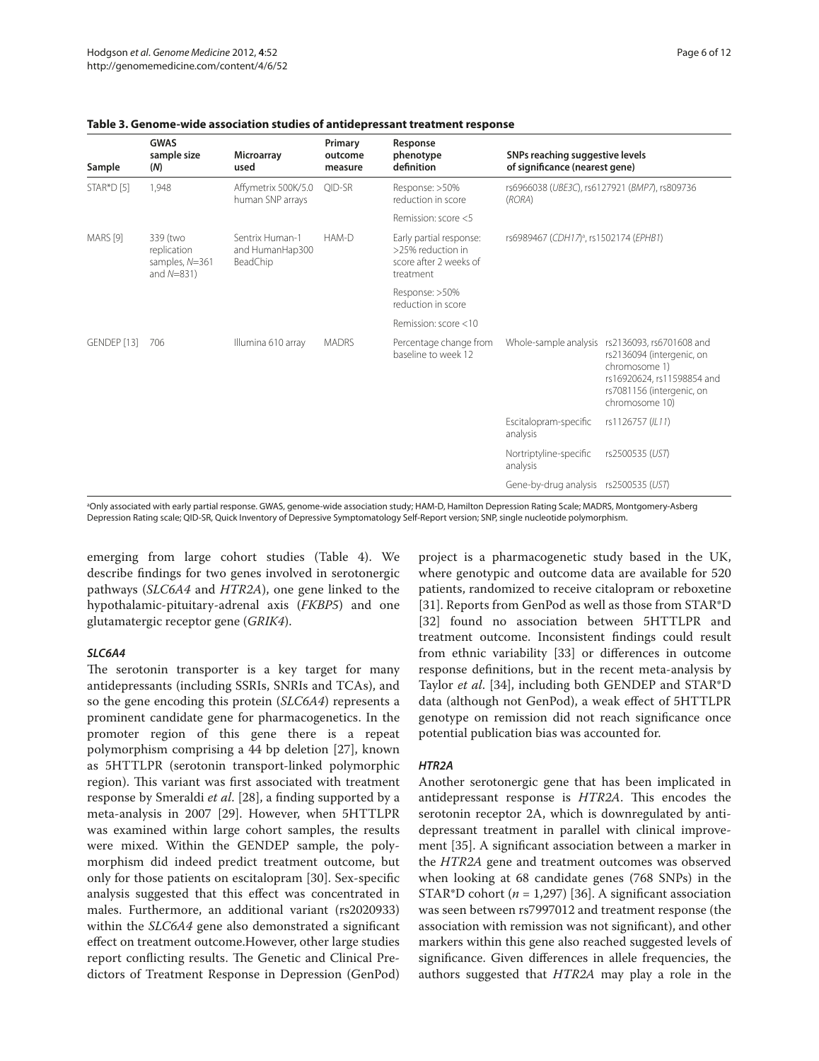**Table 3. Genome-wide association studies of antidepressant treatment response**

| Sample | GWAS sample size (*N*) | Microarray used | Primary outcome measure | Response phenotype definition | SNPs reaching suggestive levels of significance (nearest gene) | |
|---|---|---|---|---|---|---|
| STAR*D [5] | 1,948 | Affymetrix 500K/5.0 human SNP arrays | QID-SR | Response: >50% reduction in score | rs6966038 (*UBE3C*), rs6127921 (*BMP7*), rs809736 (*RORA*) | |
| | | | | Remission: score <5 | | |
| MARS [9] | 339 (two replication samples, *N*=361 and *N*=831) | Sentrix Human-1 and HumanHap300 BeadChip | HAM-D | Early partial response: >25% reduction in score after 2 weeks of treatment | rs6989467 (*CDH17*)[a], rs1502174 (*EPHB1*) | |
| | | | | Response: >50% reduction in score | | |
| | | | | Remission: score <10 | | |
| GENDEP [13] | 706 | Illumina 610 array | MADRS | Percentage change from baseline to week 12 | Whole-sample analysis | rs2136093, rs6701608 and rs2136094 (intergenic, on chromosome 1) rs16920624, rs11598854 and rs7081156 (intergenic, on chromosome 10) |
| | | | | | Escitalopram-specific analysis | rs1126757 (*IL11*) |
| | | | | | Nortriptyline-specific analysis | rs2500535 (*UST*) |
| | | | | | Gene-by-drug analysis | rs2500535 (*UST*) |

[a]Only associated with early partial response. GWAS, genome-wide association study; HAM-D, Hamilton Depression Rating Scale; MADRS, Montgomery-Asberg Depression Rating scale; QID-SR, Quick Inventory of Depressive Symptomatology Self-Report version; SNP, single nucleotide polymorphism.

emerging from large cohort studies (Table 4). We describe findings for two genes involved in serotonergic pathways (*SLC6A4* and *HTR2A*), one gene linked to the hypothalamic-pituitary-adrenal axis (*FKBP5*) and one glutamatergic receptor gene (*GRIK4*).

### *SLC6A4*

The serotonin transporter is a key target for many antidepressants (including SSRIs, SNRIs and TCAs), and so the gene encoding this protein (*SLC6A4*) represents a prominent candidate gene for pharmacogenetics. In the promoter region of this gene there is a repeat polymorphism comprising a 44 bp deletion [27], known as 5HTTLPR (serotonin transport-linked polymorphic region). This variant was first associated with treatment response by Smeraldi *et al*. [28], a finding supported by a meta-analysis in 2007 [29]. However, when 5HTTLPR was examined within large cohort samples, the results were mixed. Within the GENDEP sample, the polymorphism did indeed predict treatment outcome, but only for those patients on escitalopram [30]. Sex-specific analysis suggested that this effect was concentrated in males. Furthermore, an additional variant (rs2020933) within the *SLC6A4* gene also demonstrated a significant effect on treatment outcome.However, other large studies report conflicting results. The Genetic and Clinical Predictors of Treatment Response in Depression (GenPod) project is a pharmacogenetic study based in the UK, where genotypic and outcome data are available for 520 patients, randomized to receive citalopram or reboxetine [31]. Reports from GenPod as well as those from STAR*D [32] found no association between 5HTTLPR and treatment outcome. Inconsistent findings could result from ethnic variability [33] or differences in outcome response definitions, but in the recent meta-analysis by Taylor *et al*. [34], including both GENDEP and STAR*D data (although not GenPod), a weak effect of 5HTTLPR genotype on remission did not reach significance once potential publication bias was accounted for.

### *HTR2A*

Another serotonergic gene that has been implicated in antidepressant response is *HTR2A*. This encodes the serotonin receptor 2A, which is downregulated by antidepressant treatment in parallel with clinical improvement [35]. A significant association between a marker in the *HTR2A* gene and treatment outcomes was observed when looking at 68 candidate genes (768 SNPs) in the STAR*D cohort ($n$ = 1,297) [36]. A significant association was seen between rs7997012 and treatment response (the association with remission was not significant), and other markers within this gene also reached suggested levels of significance. Given differences in allele frequencies, the authors suggested that *HTR2A* may play a role in the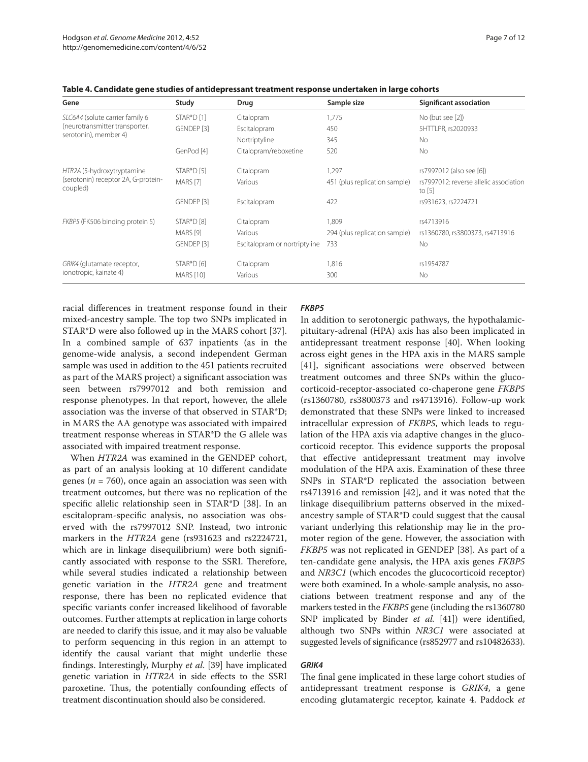**Table 4. Candidate gene studies of antidepressant treatment response undertaken in large cohorts**

| Gene | Study | Drug | Sample size | Significant association |
|---|---|---|---|---|
| *SLC6A4* (solute carrier family 6 (neurotransmitter transporter, serotonin), member 4) | STAR*D [1] | Citalopram | 1,775 | No (but see [2]) |
| | GENDEP [3] | Escitalopram | 450 | 5HTTLPR, rs2020933 |
| | | Nortriptyline | 345 | No |
| | GenPod [4] | Citalopram/reboxetine | 520 | No |
| *HTR2A* (5-hydroxytryptamine (serotonin) receptor 2A, G-protein-coupled) | STAR*D [5] | Citalopram | 1,297 | rs7997012 (also see [6]) |
| | MARS [7] | Various | 451 (plus replication sample) | rs7997012: reverse allelic association to [5] |
| | GENDEP [3] | Escitalopram | 422 | rs931623, rs2224721 |
| *FKBP5* (FK506 binding protein 5) | STAR*D [8] | Citalopram | 1,809 | rs4713916 |
| | MARS [9] | Various | 294 (plus replication sample) | rs1360780, rs3800373, rs4713916 |
| | GENDEP [3] | Escitalopram or nortriptyline | 733 | No |
| *GRIK4* (glutamate receptor, ionotropic, kainate 4) | STAR*D [6] | Citalopram | 1,816 | rs1954787 |
| | MARS [10] | Various | 300 | No |

racial differences in treatment response found in their mixed-ancestry sample. The top two SNPs implicated in STAR*D were also followed up in the MARS cohort [37]. In a combined sample of 637 inpatients (as in the genome-wide analysis, a second independent German sample was used in addition to the 451 patients recruited as part of the MARS project) a significant association was seen between rs7997012 and both remission and response phenotypes. In that report, however, the allele association was the inverse of that observed in STAR*D; in MARS the AA genotype was associated with impaired treatment response whereas in STAR*D the G allele was associated with impaired treatment response.

When *HTR2A* was examined in the GENDEP cohort, as part of an analysis looking at 10 different candidate genes ($n$ = 760), once again an association was seen with treatment outcomes, but there was no replication of the specific allelic relationship seen in STAR*D [38]. In an escitalopram-specific analysis, no association was observed with the rs7997012 SNP. Instead, two intronic markers in the *HTR2A* gene (rs931623 and rs2224721, which are in linkage disequilibrium) were both significantly associated with response to the SSRI. Therefore, while several studies indicated a relationship between genetic variation in the *HTR2A* gene and treatment response, there has been no replicated evidence that specific variants confer increased likelihood of favorable outcomes. Further attempts at replication in large cohorts are needed to clarify this issue, and it may also be valuable to perform sequencing in this region in an attempt to identify the causal variant that might underlie these findings. Interestingly, Murphy *et al*. [39] have implicated genetic variation in *HTR2A* in side effects to the SSRI paroxetine. Thus, the potentially confounding effects of treatment discontinuation should also be considered.

#### *FKBP5*

In addition to serotonergic pathways, the hypothalamic-pituitary-adrenal (HPA) axis has also been implicated in antidepressant treatment response [40]. When looking across eight genes in the HPA axis in the MARS sample [41], significant associations were observed between treatment outcomes and three SNPs within the glucocorticoid-receptor-associated co-chaperone gene *FKBP5* (rs1360780, rs3800373 and rs4713916). Follow-up work demonstrated that these SNPs were linked to increased intracellular expression of *FKBP5*, which leads to regulation of the HPA axis via adaptive changes in the glucocorticoid receptor. This evidence supports the proposal that effective antidepressant treatment may involve modulation of the HPA axis. Examination of these three SNPs in STAR*D replicated the association between rs4713916 and remission [42], and it was noted that the linkage disequilibrium patterns observed in the mixed-ancestry sample of STAR*D could suggest that the causal variant underlying this relationship may lie in the promoter region of the gene. However, the association with *FKBP5* was not replicated in GENDEP [38]. As part of a ten-candidate gene analysis, the HPA axis genes *FKBP5* and *NR3C1* (which encodes the glucocorticoid receptor) were both examined. In a whole-sample analysis, no associations between treatment response and any of the markers tested in the *FKBP5* gene (including the rs1360780 SNP implicated by Binder *et al.* [41]) were identified, although two SNPs within *NR3C1* were associated at suggested levels of significance (rs852977 and rs10482633).

#### *GRIK4*

The final gene implicated in these large cohort studies of antidepressant treatment response is *GRIK4*, a gene encoding glutamatergic receptor, kainate 4. Paddock *et*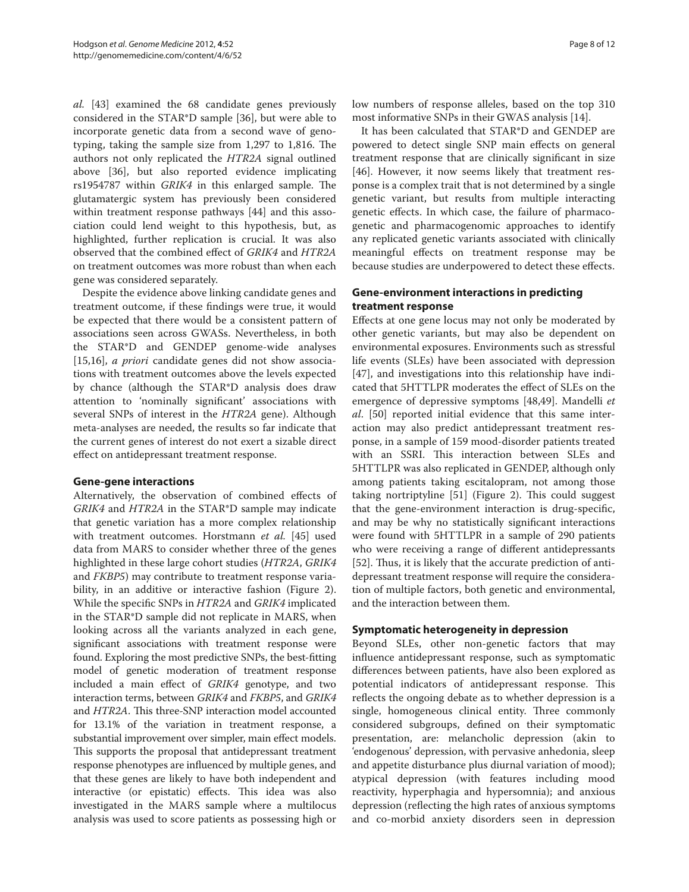*al.* [43] examined the 68 candidate genes previously considered in the STAR*D sample [36], but were able to incorporate genetic data from a second wave of genotyping, taking the sample size from 1,297 to 1,816. The authors not only replicated the *HTR2A* signal outlined above [36], but also reported evidence implicating rs1954787 within *GRIK4* in this enlarged sample. The glutamatergic system has previously been considered within treatment response pathways [44] and this association could lend weight to this hypothesis, but, as highlighted, further replication is crucial. It was also observed that the combined effect of *GRIK4* and *HTR2A* on treatment outcomes was more robust than when each gene was considered separately.

Despite the evidence above linking candidate genes and treatment outcome, if these findings were true, it would be expected that there would be a consistent pattern of associations seen across GWASs. Nevertheless, in both the STAR*D and GENDEP genome-wide analyses [15,16], *a priori* candidate genes did not show associations with treatment outcomes above the levels expected by chance (although the STAR*D analysis does draw attention to 'nominally significant' associations with several SNPs of interest in the *HTR2A* gene). Although meta-analyses are needed, the results so far indicate that the current genes of interest do not exert a sizable direct effect on antidepressant treatment response.

## Gene-gene interactions

Alternatively, the observation of combined effects of *GRIK4* and *HTR2A* in the STAR*D sample may indicate that genetic variation has a more complex relationship with treatment outcomes. Horstmann *et al.* [45] used data from MARS to consider whether three of the genes highlighted in these large cohort studies (*HTR2A*, *GRIK4* and *FKBP5*) may contribute to treatment response variability, in an additive or interactive fashion (Figure 2). While the specific SNPs in *HTR2A* and *GRIK4* implicated in the STAR*D sample did not replicate in MARS, when looking across all the variants analyzed in each gene, significant associations with treatment response were found. Exploring the most predictive SNPs, the best-fitting model of genetic moderation of treatment response included a main effect of *GRIK4* genotype, and two interaction terms, between *GRIK4* and *FKBP5*, and *GRIK4* and *HTR2A*. This three-SNP interaction model accounted for 13.1% of the variation in treatment response, a substantial improvement over simpler, main effect models. This supports the proposal that antidepressant treatment response phenotypes are influenced by multiple genes, and that these genes are likely to have both independent and interactive (or epistatic) effects. This idea was also investigated in the MARS sample where a multilocus analysis was used to score patients as possessing high or low numbers of response alleles, based on the top 310 most informative SNPs in their GWAS analysis [14].

It has been calculated that STAR*D and GENDEP are powered to detect single SNP main effects on general treatment response that are clinically significant in size [46]. However, it now seems likely that treatment response is a complex trait that is not determined by a single genetic variant, but results from multiple interacting genetic effects. In which case, the failure of pharmacogenetic and pharmacogenomic approaches to identify any replicated genetic variants associated with clinically meaningful effects on treatment response may be because studies are underpowered to detect these effects.

## Gene-environment interactions in predicting treatment response

Effects at one gene locus may not only be moderated by other genetic variants, but may also be dependent on environmental exposures. Environments such as stressful life events (SLEs) have been associated with depression [47], and investigations into this relationship have indicated that 5HTTLPR moderates the effect of SLEs on the emergence of depressive symptoms [48,49]. Mandelli *et al*. [50] reported initial evidence that this same interaction may also predict antidepressant treatment response, in a sample of 159 mood-disorder patients treated with an SSRI. This interaction between SLEs and 5HTTLPR was also replicated in GENDEP, although only among patients taking escitalopram, not among those taking nortriptyline [51] (Figure 2). This could suggest that the gene-environment interaction is drug-specific, and may be why no statistically significant interactions were found with 5HTTLPR in a sample of 290 patients who were receiving a range of different antidepressants [52]. Thus, it is likely that the accurate prediction of antidepressant treatment response will require the consideration of multiple factors, both genetic and environmental, and the interaction between them.

## Symptomatic heterogeneity in depression

Beyond SLEs, other non-genetic factors that may influence antidepressant response, such as symptomatic differences between patients, have also been explored as potential indicators of antidepressant response. This reflects the ongoing debate as to whether depression is a single, homogeneous clinical entity. Three commonly considered subgroups, defined on their symptomatic presentation, are: melancholic depression (akin to 'endogenous' depression, with pervasive anhedonia, sleep and appetite disturbance plus diurnal variation of mood); atypical depression (with features including mood reactivity, hyperphagia and hypersomnia); and anxious depression (reflecting the high rates of anxious symptoms and co-morbid anxiety disorders seen in depression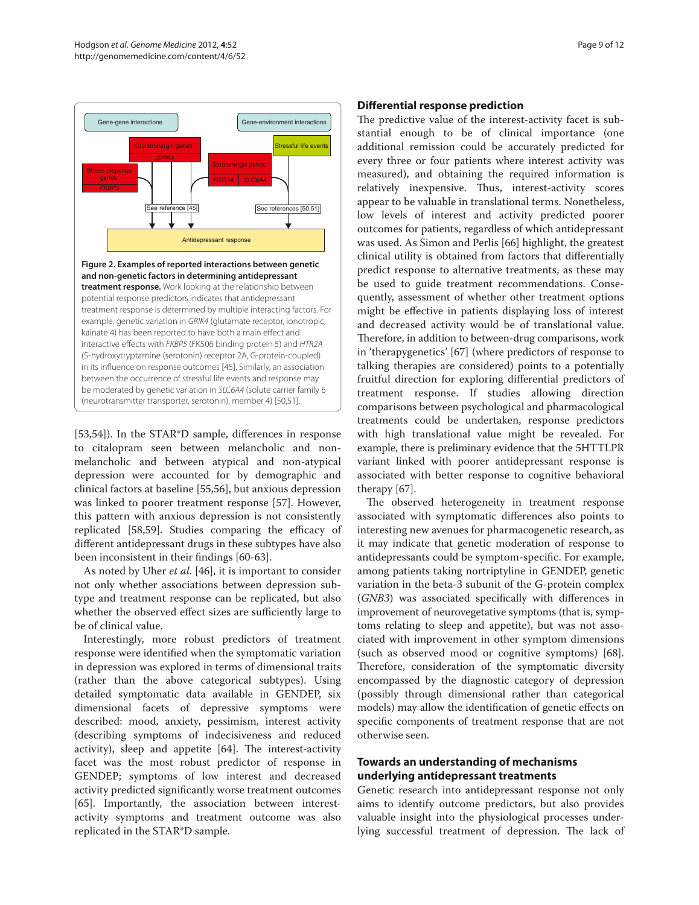Figure 2. Examples of reported interactions between genetic and non-genetic factors in determining antidepressant treatment response. Work looking at the relationship between potential response predictors indicates that antidepressant treatment response is determined by multiple interacting factors. For example, genetic variation in *GRIK4* (glutamate receptor, ionotropic, kainate 4) has been reported to have both a main effect and interactive effects with *FKBP5* (FK506 binding protein 5) and *HTR2A* (5-hydroxytryptamine (serotonin) receptor 2A, G-protein-coupled) in its influence on response outcomes [45]. Similarly, an association between the occurrence of stressful life events and response may be moderated by genetic variation in *SLC6A4* (solute carrier family 6 (neurotransmitter transporter, serotonin), member 4) [50,51].

[53,54]). In the STAR*D sample, differences in response to citalopram seen between melancholic and non-melancholic and between atypical and non-atypical depression were accounted for by demographic and clinical factors at baseline [55,56], but anxious depression was linked to poorer treatment response [57]. However, this pattern with anxious depression is not consistently replicated [58,59]. Studies comparing the efficacy of different antidepressant drugs in these subtypes have also been inconsistent in their findings [60-63].

As noted by Uher *et al.* [46], it is important to consider not only whether associations between depression subtype and treatment response can be replicated, but also whether the observed effect sizes are sufficiently large to be of clinical value.

Interestingly, more robust predictors of treatment response were identified when the symptomatic variation in depression was explored in terms of dimensional traits (rather than the above categorical subtypes). Using detailed symptomatic data available in GENDEP, six dimensional facets of depressive symptoms were described: mood, anxiety, pessimism, interest activity (describing symptoms of indecisiveness and reduced activity), sleep and appetite [64]. The interest-activity facet was the most robust predictor of response in GENDEP; symptoms of low interest and decreased activity predicted significantly worse treatment outcomes [65]. Importantly, the association between interest-activity symptoms and treatment outcome was also replicated in the STAR*D sample.

## Differential response prediction

The predictive value of the interest-activity facet is substantial enough to be of clinical importance (one additional remission could be accurately predicted for every three or four patients where interest activity was measured), and obtaining the required information is relatively inexpensive. Thus, interest-activity scores appear to be valuable in translational terms. Nonetheless, low levels of interest and activity predicted poorer outcomes for patients, regardless of which antidepressant was used. As Simon and Perlis [66] highlight, the greatest clinical utility is obtained from factors that differentially predict response to alternative treatments, as these may be used to guide treatment recommendations. Consequently, assessment of whether other treatment options might be effective in patients displaying loss of interest and decreased activity would be of translational value. Therefore, in addition to between-drug comparisons, work in 'therapygenetics' [67] (where predictors of response to talking therapies are considered) points to a potentially fruitful direction for exploring differential predictors of treatment response. If studies allowing direction comparisons between psychological and pharmacological treatments could be undertaken, response predictors with high translational value might be revealed. For example, there is preliminary evidence that the 5HTTLPR variant linked with poorer antidepressant response is associated with better response to cognitive behavioral therapy [67].

The observed heterogeneity in treatment response associated with symptomatic differences also points to interesting new avenues for pharmacogenetic research, as it may indicate that genetic moderation of response to antidepressants could be symptom-specific. For example, among patients taking nortriptyline in GENDEP, genetic variation in the beta-3 subunit of the G-protein complex (*GNB3*) was associated specifically with differences in improvement of neurovegetative symptoms (that is, symptoms relating to sleep and appetite), but was not associated with improvement in other symptom dimensions (such as observed mood or cognitive symptoms) [68]. Therefore, consideration of the symptomatic diversity encompassed by the diagnostic category of depression (possibly through dimensional rather than categorical models) may allow the identification of genetic effects on specific components of treatment response that are not otherwise seen.

## Towards an understanding of mechanisms underlying antidepressant treatments

Genetic research into antidepressant response not only aims to identify outcome predictors, but also provides valuable insight into the physiological processes underlying successful treatment of depression. The lack of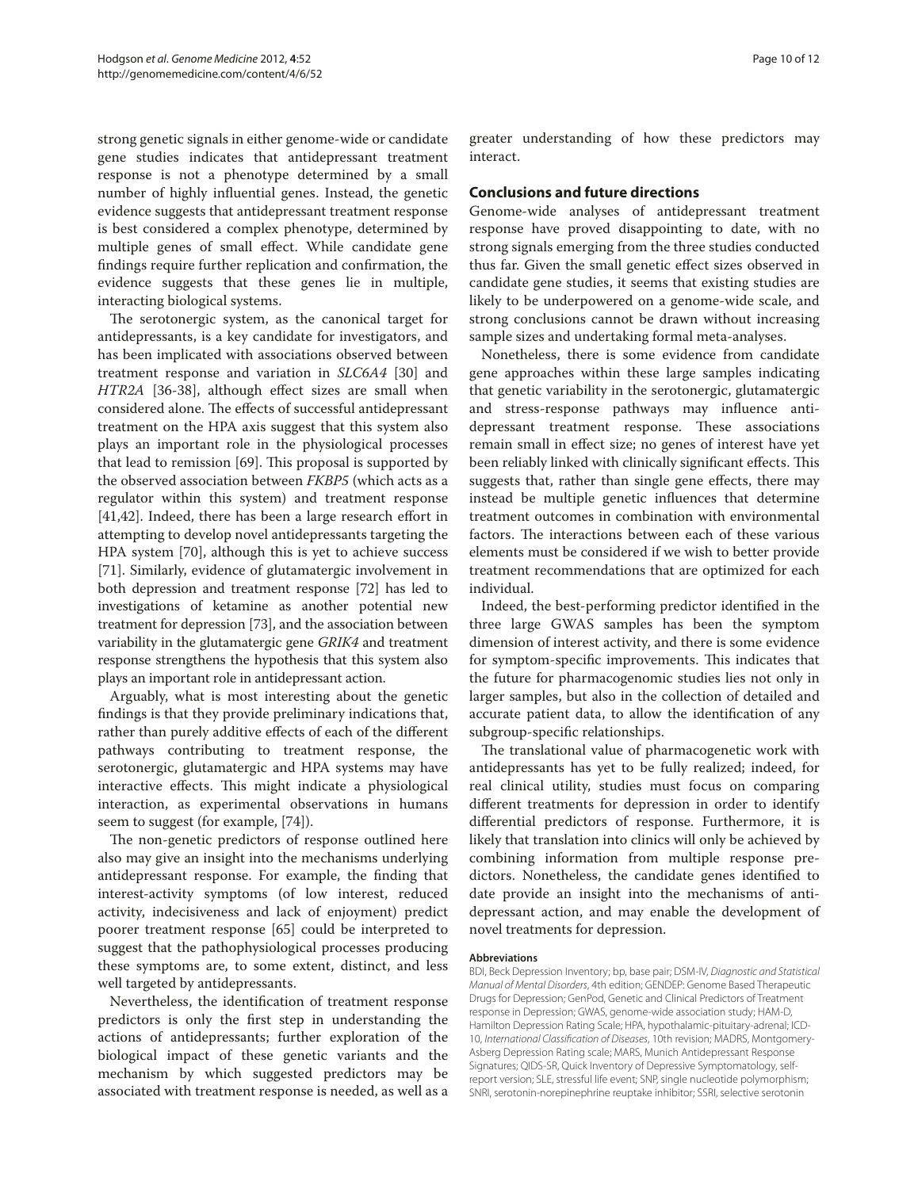strong genetic signals in either genome-wide or candidate gene studies indicates that antidepressant treatment response is not a phenotype determined by a small number of highly influential genes. Instead, the genetic evidence suggests that antidepressant treatment response is best considered a complex phenotype, determined by multiple genes of small effect. While candidate gene findings require further replication and confirmation, the evidence suggests that these genes lie in multiple, interacting biological systems.

The serotonergic system, as the canonical target for antidepressants, is a key candidate for investigators, and has been implicated with associations observed between treatment response and variation in *SLC6A4* [30] and *HTR2A* [36-38], although effect sizes are small when considered alone. The effects of successful antidepressant treatment on the HPA axis suggest that this system also plays an important role in the physiological processes that lead to remission [69]. This proposal is supported by the observed association between *FKBP5* (which acts as a regulator within this system) and treatment response [41,42]. Indeed, there has been a large research effort in attempting to develop novel antidepressants targeting the HPA system [70], although this is yet to achieve success [71]. Similarly, evidence of glutamatergic involvement in both depression and treatment response [72] has led to investigations of ketamine as another potential new treatment for depression [73], and the association between variability in the glutamatergic gene *GRIK4* and treatment response strengthens the hypothesis that this system also plays an important role in antidepressant action.

Arguably, what is most interesting about the genetic findings is that they provide preliminary indications that, rather than purely additive effects of each of the different pathways contributing to treatment response, the serotonergic, glutamatergic and HPA systems may have interactive effects. This might indicate a physiological interaction, as experimental observations in humans seem to suggest (for example, [74]).

The non-genetic predictors of response outlined here also may give an insight into the mechanisms underlying antidepressant response. For example, the finding that interest-activity symptoms (of low interest, reduced activity, indecisiveness and lack of enjoyment) predict poorer treatment response [65] could be interpreted to suggest that the pathophysiological processes producing these symptoms are, to some extent, distinct, and less well targeted by antidepressants.

Nevertheless, the identification of treatment response predictors is only the first step in understanding the actions of antidepressants; further exploration of the biological impact of these genetic variants and the mechanism by which suggested predictors may be associated with treatment response is needed, as well as a greater understanding of how these predictors may interact.

## Conclusions and future directions

Genome-wide analyses of antidepressant treatment response have proved disappointing to date, with no strong signals emerging from the three studies conducted thus far. Given the small genetic effect sizes observed in candidate gene studies, it seems that existing studies are likely to be underpowered on a genome-wide scale, and strong conclusions cannot be drawn without increasing sample sizes and undertaking formal meta-analyses.

Nonetheless, there is some evidence from candidate gene approaches within these large samples indicating that genetic variability in the serotonergic, glutamatergic and stress-response pathways may influence antidepressant treatment response. These associations remain small in effect size; no genes of interest have yet been reliably linked with clinically significant effects. This suggests that, rather than single gene effects, there may instead be multiple genetic influences that determine treatment outcomes in combination with environmental factors. The interactions between each of these various elements must be considered if we wish to better provide treatment recommendations that are optimized for each individual.

Indeed, the best-performing predictor identified in the three large GWAS samples has been the symptom dimension of interest activity, and there is some evidence for symptom-specific improvements. This indicates that the future for pharmacogenomic studies lies not only in larger samples, but also in the collection of detailed and accurate patient data, to allow the identification of any subgroup-specific relationships.

The translational value of pharmacogenetic work with antidepressants has yet to be fully realized; indeed, for real clinical utility, studies must focus on comparing different treatments for depression in order to identify differential predictors of response. Furthermore, it is likely that translation into clinics will only be achieved by combining information from multiple response predictors. Nonetheless, the candidate genes identified to date provide an insight into the mechanisms of antidepressant action, and may enable the development of novel treatments for depression.

#### Abbreviations

BDI, Beck Depression Inventory; bp, base pair; DSM-IV, *Diagnostic and Statistical Manual of Mental Disorders*, 4th edition; GENDEP: Genome Based Therapeutic Drugs for Depression; GenPod, Genetic and Clinical Predictors of Treatment response in Depression; GWAS, genome-wide association study; HAM-D, Hamilton Depression Rating Scale; HPA, hypothalamic-pituitary-adrenal; ICD-10, *International Classification of Diseases*, 10th revision; MADRS, Montgomery-Asberg Depression Rating scale; MARS, Munich Antidepressant Response Signatures; QIDS-SR, Quick Inventory of Depressive Symptomatology, self-report version; SLE, stressful life event; SNP, single nucleotide polymorphism; SNRI, serotonin-norepinephrine reuptake inhibitor; SSRI, selective serotonin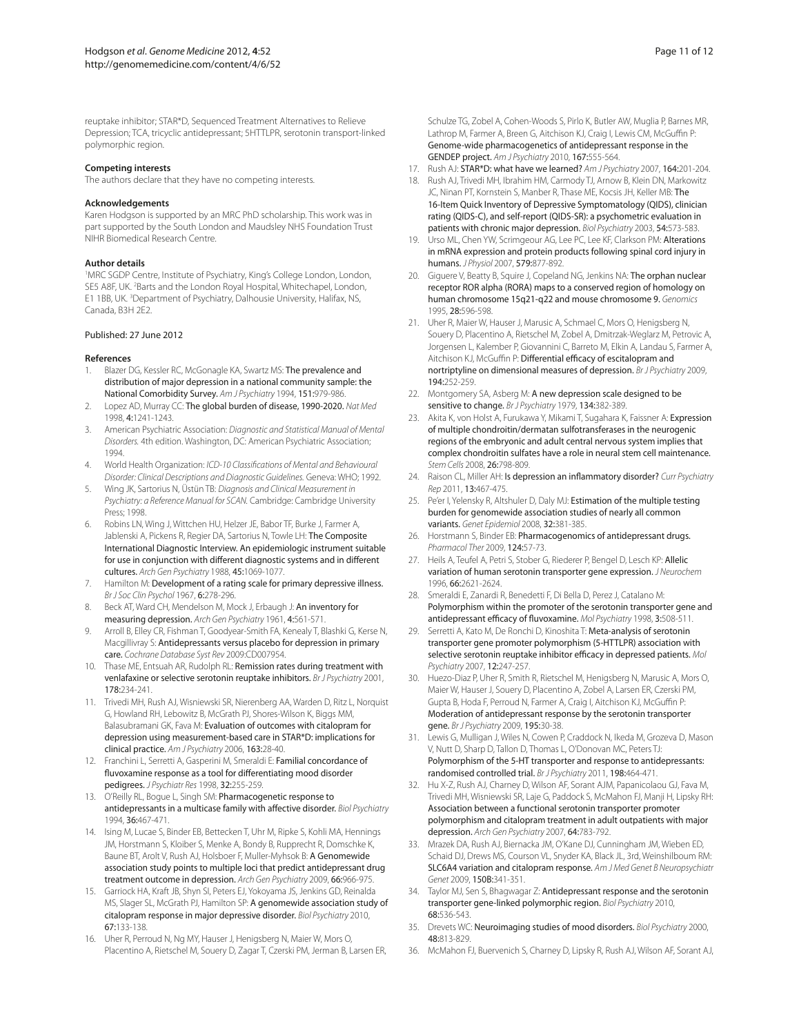reuptake inhibitor; STAR*D, Sequenced Treatment Alternatives to Relieve Depression; TCA, tricyclic antidepressant; 5HTTLPR, serotonin transport-linked polymorphic region.

#### Competing interests

The authors declare that they have no competing interests.

#### Acknowledgements

Karen Hodgson is supported by an MRC PhD scholarship. This work was in part supported by the South London and Maudsley NHS Foundation Trust NIHR Biomedical Research Centre.

#### Author details

[1]MRC SGDP Centre, Institute of Psychiatry, King's College London, London, SE5 8AF, UK. [2]Barts and the London Royal Hospital, Whitechapel, London, E1 1BB, UK. [3]Department of Psychiatry, Dalhousie University, Halifax, NS, Canada, B3H 2E2.

Published: 27 June 2012

#### References

1. Blazer DG, Kessler RC, McGonagle KA, Swartz MS: The prevalence and distribution of major depression in a national community sample: the National Comorbidity Survey. *Am J Psychiatry* 1994, **151:**979-986.
2. Lopez AD, Murray CC: The global burden of disease, 1990-2020. *Nat Med* 1998, **4:**1241-1243.
3. American Psychiatric Association: *Diagnostic and Statistical Manual of Mental Disorders.* 4th edition. Washington, DC: American Psychiatric Association; 1994.
4. World Health Organization: *ICD-10 Classifications of Mental and Behavioural Disorder: Clinical Descriptions and Diagnostic Guidelines.* Geneva: WHO; 1992.
5. Wing JK, Sartorius N, Üstün TB: *Diagnosis and Clinical Measurement in Psychiatry: a Reference Manual for SCAN.* Cambridge: Cambridge University Press; 1998.
6. Robins LN, Wing J, Wittchen HU, Helzer JE, Babor TF, Burke J, Farmer A, Jablenski A, Pickens R, Regier DA, Sartorius N, Towle LH: The Composite International Diagnostic Interview. An epidemiologic instrument suitable for use in conjunction with different diagnostic systems and in different cultures. *Arch Gen Psychiatry* 1988, **45:**1069-1077.
7. Hamilton M: Development of a rating scale for primary depressive illness. *Br J Soc Clin Psychol* 1967, **6:**278-296.
8. Beck AT, Ward CH, Mendelson M, Mock J, Erbaugh J: An inventory for measuring depression. *Arch Gen Psychiatry* 1961, **4:**561-571.
9. Arroll B, Elley CR, Fishman T, Goodyear-Smith FA, Kenealy T, Blashki G, Kerse N, Macgillivray S: Antidepressants versus placebo for depression in primary care. *Cochrane Database Syst Rev* 2009:CD007954.
10. Thase ME, Entsuah AR, Rudolph RL: Remission rates during treatment with venlafaxine or selective serotonin reuptake inhibitors. *Br J Psychiatry* 2001, **178:**234-241.
11. Trivedi MH, Rush AJ, Wisniewski SR, Nierenberg AA, Warden D, Ritz L, Norquist G, Howland RH, Lebowitz B, McGrath PJ, Shores-Wilson K, Biggs MM, Balasubramani GK, Fava M: Evaluation of outcomes with citalopram for depression using measurement-based care in STAR*D: implications for clinical practice. *Am J Psychiatry* 2006, **163:**28-40.
12. Franchini L, Serretti A, Gasperini M, Smeraldi E: Familial concordance of fluvoxamine response as a tool for differentiating mood disorder pedigrees. *J Psychiatr Res* 1998, **32:**255-259.
13. O'Reilly RL, Bogue L, Singh SM: Pharmacogenetic response to antidepressants in a multicase family with affective disorder. *Biol Psychiatry* 1994, **36:**467-471.
14. Ising M, Lucae S, Binder EB, Bettecken T, Uhr M, Ripke S, Kohli MA, Hennings JM, Horstmann S, Kloiber S, Menke A, Bondy B, Rupprecht R, Domschke K, Baune BT, Arolt V, Rush AJ, Holsboer F, Muller-Myhsok B: A Genomewide association study points to multiple loci that predict antidepressant drug treatment outcome in depression. *Arch Gen Psychiatry* 2009, **66:**966-975.
15. Garriock HA, Kraft JB, Shyn SI, Peters EJ, Yokoyama JS, Jenkins GD, Reinalda MS, Slager SL, McGrath PJ, Hamilton SP: A genomewide association study of citalopram response in major depressive disorder. *Biol Psychiatry* 2010, **67:**133-138.
16. Uher R, Perroud N, Ng MY, Hauser J, Henigsberg N, Maier W, Mors O, Placentino A, Rietschel M, Souery D, Zagar T, Czerski PM, Jerman B, Larsen ER, Schulze TG, Zobel A, Cohen-Woods S, Pirlo K, Butler AW, Muglia P, Barnes MR, Lathrop M, Farmer A, Breen G, Aitchison KJ, Craig I, Lewis CM, McGuffin P: Genome-wide pharmacogenetics of antidepressant response in the GENDEP project. *Am J Psychiatry* 2010, **167:**555-564.
17. Rush AJ: STAR*D: what have we learned? *Am J Psychiatry* 2007, **164:**201-204.
18. Rush AJ, Trivedi MH, Ibrahim HM, Carmody TJ, Arnow B, Klein DN, Markowitz JC, Ninan PT, Kornstein S, Manber R, Thase ME, Kocsis JH, Keller MB: The 16-Item Quick Inventory of Depressive Symptomatology (QIDS), clinician rating (QIDS-C), and self-report (QIDS-SR): a psychometric evaluation in patients with chronic major depression. *Biol Psychiatry* 2003, **54:**573-583.
19. Urso ML, Chen YW, Scrimgeour AG, Lee PC, Lee KF, Clarkson PM: Alterations in mRNA expression and protein products following spinal cord injury in humans. *J Physiol* 2007, **579:**877-892.
20. Giguere V, Beatty B, Squire J, Copeland NG, Jenkins NA: The orphan nuclear receptor ROR alpha (RORA) maps to a conserved region of homology on human chromosome 15q21-q22 and mouse chromosome 9. *Genomics* 1995, **28:**596-598.
21. Uher R, Maier W, Hauser J, Marusic A, Schmael C, Mors O, Henigsberg N, Souery D, Placentino A, Rietschel M, Zobel A, Dmitrzak-Weglarz M, Petrovic A, Jorgensen L, Kalember P, Giovannini C, Barreto M, Elkin A, Landau S, Farmer A, Aitchison KJ, McGuffin P: Differential efficacy of escitalopram and nortriptyline on dimensional measures of depression. *Br J Psychiatry* 2009, **194:**252-259.
22. Montgomery SA, Asberg M: A new depression scale designed to be sensitive to change. *Br J Psychiatry* 1979, **134:**382-389.
23. Akita K, von Holst A, Furukawa Y, Mikami T, Sugahara K, Faissner A: Expression of multiple chondroitin/dermatan sulfotransferases in the neurogenic regions of the embryonic and adult central nervous system implies that complex chondroitin sulfates have a role in neural stem cell maintenance. *Stem Cells* 2008, **26:**798-809.
24. Raison CL, Miller AH: Is depression an inflammatory disorder? *Curr Psychiatry Rep* 2011, **13:**467-475.
25. Pe'er I, Yelensky R, Altshuler D, Daly MJ: Estimation of the multiple testing burden for genomewide association studies of nearly all common variants. *Genet Epidemiol* 2008, **32:**381-385.
26. Horstmann S, Binder EB: Pharmacogenomics of antidepressant drugs. *Pharmacol Ther* 2009, **124:**57-73.
27. Heils A, Teufel A, Petri S, Stober G, Riederer P, Bengel D, Lesch KP: Allelic variation of human serotonin transporter gene expression. *J Neurochem* 1996, **66:**2621-2624.
28. Smeraldi E, Zanardi R, Benedetti F, Di Bella D, Perez J, Catalano M: Polymorphism within the promoter of the serotonin transporter gene and antidepressant efficacy of fluvoxamine. *Mol Psychiatry* 1998, **3:**508-511.
29. Serretti A, Kato M, De Ronchi D, Kinoshita T: Meta-analysis of serotonin transporter gene promoter polymorphism (5-HTTLPR) association with selective serotonin reuptake inhibitor efficacy in depressed patients. *Mol Psychiatry* 2007, **12:**247-257.
30. Huezo-Diaz P, Uher R, Smith R, Rietschel M, Henigsberg N, Marusic A, Mors O, Maier W, Hauser J, Souery D, Placentino A, Zobel A, Larsen ER, Czerski PM, Gupta B, Hoda F, Perroud N, Farmer A, Craig I, Aitchison KJ, McGuffin P: Moderation of antidepressant response by the serotonin transporter gene. *Br J Psychiatry* 2009, **195:**30-38.
31. Lewis G, Mulligan J, Wiles N, Cowen P, Craddock N, Ikeda M, Grozeva D, Mason V, Nutt D, Sharp D, Tallon D, Thomas L, O'Donovan MC, Peters TJ: Polymorphism of the 5-HT transporter and response to antidepressants: randomised controlled trial. *Br J Psychiatry* 2011, **198:**464-471.
32. Hu X-Z, Rush AJ, Charney D, Wilson AF, Sorant AJM, Papanicolaou GJ, Fava M, Trivedi MH, Wisniewski SR, Laje G, Paddock S, McMahon FJ, Manji H, Lipsky RH: Association between a functional serotonin transporter promoter polymorphism and citalopram treatment in adult outpatients with major depression. *Arch Gen Psychiatry* 2007, **64:**783-792.
33. Mrazek DA, Rush AJ, Biernacka JM, O'Kane DJ, Cunningham JM, Wieben ED, Schaid DJ, Drews MS, Courson VL, Snyder KA, Black JL, 3rd, Weinshilboum RM: SLC6A4 variation and citalopram response. *Am J Med Genet B Neuropsychiatr Genet* 2009, **150B:**341-351.
34. Taylor MJ, Sen S, Bhagwagar Z: Antidepressant response and the serotonin transporter gene-linked polymorphic region. *Biol Psychiatry* 2010, **68:**536-543.
35. Drevets WC: Neuroimaging studies of mood disorders. *Biol Psychiatry* 2000, **48:**813-829.
36. McMahon FJ, Buervenich S, Charney D, Lipsky R, Rush AJ, Wilson AF, Sorant AJ,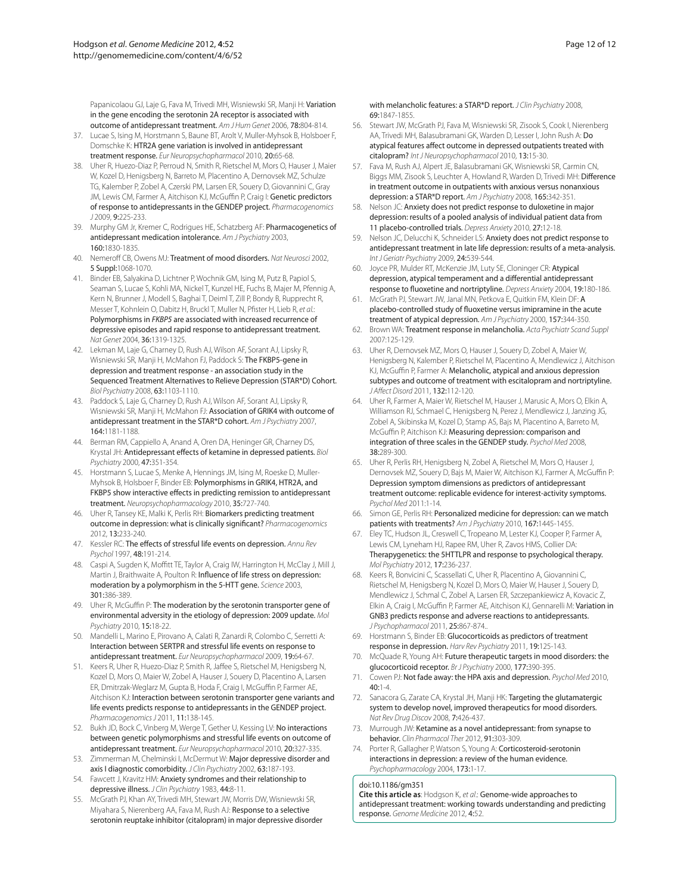Papanicolaou GJ, Laje G, Fava M, Trivedi MH, Wisniewski SR, Manji H: **Variation in the gene encoding the serotonin 2A receptor is associated with outcome of antidepressant treatment.** *Am J Hum Genet* 2006, **78:**804-814.

37. Lucae S, Ising M, Horstmann S, Baune BT, Arolt V, Muller-Myhsok B, Holsboer F, Domschke K: **HTR2A gene variation is involved in antidepressant treatment response.** *Eur Neuropsychopharmacol* 2010, **20:**65-68.
38. Uher R, Huezo-Diaz P, Perroud N, Smith R, Rietschel M, Mors O, Hauser J, Maier W, Kozel D, Henigsberg N, Barreto M, Placentino A, Dernovsek MZ, Schulze TG, Kalember P, Zobel A, Czerski PM, Larsen ER, Souery D, Giovannini C, Gray JM, Lewis CM, Farmer A, Aitchison KJ, McGuffin P, Craig I: **Genetic predictors of response to antidepressants in the GENDEP project.** *Pharmacogenomics J* 2009, **9:**225-233.
39. Murphy GM Jr, Kremer C, Rodrigues HE, Schatzberg AF: **Pharmacogenetics of antidepressant medication intolerance.** *Am J Psychiatry* 2003, **160:**1830-1835.
40. Nemeroff CB, Owens MJ: **Treatment of mood disorders.** *Nat Neurosci* 2002, **5 Suppl:**1068-1070.
41. Binder EB, Salyakina D, Lichtner P, Wochnik GM, Ising M, Putz B, Papiol S, Seaman S, Lucae S, Kohli MA, Nickel T, Kunzel HE, Fuchs B, Majer M, Pfennig A, Kern N, Brunner J, Modell S, Baghai T, Deiml T, Zill P, Bondy B, Rupprecht R, Messer T, Kohnlein O, Dabitz H, Bruckl T, Muller N, Pfister H, Lieb R, *et al.*: **Polymorphisms in *FKBP5* are associated with increased recurrence of depressive episodes and rapid response to antidepressant treatment.** *Nat Genet* 2004, **36:**1319-1325.
42. Lekman M, Laje G, Charney D, Rush AJ, Wilson AF, Sorant AJ, Lipsky R, Wisniewski SR, Manji H, McMahon FJ, Paddock S: **The FKBP5-gene in depression and treatment response - an association study in the Sequenced Treatment Alternatives to Relieve Depression (STAR\*D) Cohort.** *Biol Psychiatry* 2008, **63:**1103-1110.
43. Paddock S, Laje G, Charney D, Rush AJ, Wilson AF, Sorant AJ, Lipsky R, Wisniewski SR, Manji H, McMahon FJ: **Association of GRIK4 with outcome of antidepressant treatment in the STAR\*D cohort.** *Am J Psychiatry* 2007, **164:**1181-1188.
44. Berman RM, Cappiello A, Anand A, Oren DA, Heninger GR, Charney DS, Krystal JH: **Antidepressant effects of ketamine in depressed patients.** *Biol Psychiatry* 2000, **47:**351-354.
45. Horstmann S, Lucae S, Menke A, Hennings JM, Ising M, Roeske D, Muller-Myhsok B, Holsboer F, Binder EB: **Polymorphisms in GRIK4, HTR2A, and FKBP5 show interactive effects in predicting remission to antidepressant treatment.** *Neuropsychopharmacology* 2010, **35:**727-740.
46. Uher R, Tansey KE, Malki K, Perlis RH: **Biomarkers predicting treatment outcome in depression: what is clinically significant?** *Pharmacogenomics* 2012, **13:**233-240.
47. Kessler RC: **The effects of stressful life events on depression.** *Annu Rev Psychol* 1997, **48:**191-214.
48. Caspi A, Sugden K, Moffitt TE, Taylor A, Craig IW, Harrington H, McClay J, Mill J, Martin J, Braithwaite A, Poulton R: **Influence of life stress on depression: moderation by a polymorphism in the 5-HTT gene.** *Science* 2003, **301:**386-389.
49. Uher R, McGuffin P: **The moderation by the serotonin transporter gene of environmental adversity in the etiology of depression: 2009 update.** *Mol Psychiatry* 2010, **15:**18-22.
50. Mandelli L, Marino E, Pirovano A, Calati R, Zanardi R, Colombo C, Serretti A: **Interaction between SERTPR and stressful life events on response to antidepressant treatment.** *Eur Neuropsychopharmacol* 2009, **19:**64-67.
51. Keers R, Uher R, Huezo-Diaz P, Smith R, Jaffee S, Rietschel M, Henigsberg N, Kozel D, Mors O, Maier W, Zobel A, Hauser J, Souery D, Placentino A, Larsen ER, Dmitrzak-Weglarz M, Gupta B, Hoda F, Craig I, McGuffin P, Farmer AE, Aitchison KJ: **Interaction between serotonin transporter gene variants and life events predicts response to antidepressants in the GENDEP project.** *Pharmacogenomics J* 2011, **11:**138-145.
52. Bukh JD, Bock C, Vinberg M, Werge T, Gether U, Kessing LV: **No interactions between genetic polymorphisms and stressful life events on outcome of antidepressant treatment.** *Eur Neuropsychopharmacol* 2010, **20:**327-335.
53. Zimmerman M, Chelminski I, McDermut W: **Major depressive disorder and axis I diagnostic comorbidity.** *J Clin Psychiatry* 2002, **63:**187-193.
54. Fawcett J, Kravitz HM: **Anxiety syndromes and their relationship to depressive illness.** *J Clin Psychiatry* 1983, **44:**8-11.
55. McGrath PJ, Khan AY, Trivedi MH, Stewart JW, Morris DW, Wisniewski SR, Miyahara S, Nierenberg AA, Fava M, Rush AJ: **Response to a selective serotonin reuptake inhibitor (citalopram) in major depressive disorder with melancholic features: a STAR\*D report.** *J Clin Psychiatry* 2008, **69:**1847-1855.
56. Stewart JW, McGrath PJ, Fava M, Wisniewski SR, Zisook S, Cook I, Nierenberg AA, Trivedi MH, Balasubramani GK, Warden D, Lesser I, John Rush A: **Do atypical features affect outcome in depressed outpatients treated with citalopram?** *Int J Neuropsychopharmacol* 2010, **13:**15-30.
57. Fava M, Rush AJ, Alpert JE, Balasubramani GK, Wisniewski SR, Carmin CN, Biggs MM, Zisook S, Leuchter A, Howland R, Warden D, Trivedi MH: **Difference in treatment outcome in outpatients with anxious versus nonanxious depression: a STAR\*D report.** *Am J Psychiatry* 2008, **165:**342-351.
58. Nelson JC: **Anxiety does not predict response to duloxetine in major depression: results of a pooled analysis of individual patient data from 11 placebo-controlled trials.** *Depress Anxiety* 2010, **27:**12-18.
59. Nelson JC, Delucchi K, Schneider LS: **Anxiety does not predict response to antidepressant treatment in late life depression: results of a meta-analysis.** *Int J Geriatr Psychiatry* 2009, **24:**539-544.
60. Joyce PR, Mulder RT, McKenzie JM, Luty SE, Cloninger CR: **Atypical depression, atypical temperament and a differential antidepressant response to fluoxetine and nortriptyline.** *Depress Anxiety* 2004, **19:**180-186.
61. McGrath PJ, Stewart JW, Janal MN, Petkova E, Quitkin FM, Klein DF: **A placebo-controlled study of fluoxetine versus imipramine in the acute treatment of atypical depression.** *Am J Psychiatry* 2000, **157:**344-350.
62. Brown WA: **Treatment response in melancholia.** *Acta Psychiatr Scand Suppl* 2007:125-129.
63. Uher R, Dernovsek MZ, Mors O, Hauser J, Souery D, Zobel A, Maier W, Henigsberg N, Kalember P, Rietschel M, Placentino A, Mendlewicz J, Aitchison KJ, McGuffin P, Farmer A: **Melancholic, atypical and anxious depression subtypes and outcome of treatment with escitalopram and nortriptyline.** *J Affect Disord* 2011, **132:**112-120.
64. Uher R, Farmer A, Maier W, Rietschel M, Hauser J, Marusic A, Mors O, Elkin A, Williamson RJ, Schmael C, Henigsberg N, Perez J, Mendlewicz J, Janzing JG, Zobel A, Skibinska M, Kozel D, Stamp AS, Bajs M, Placentino A, Barreto M, McGuffin P, Aitchison KJ: **Measuring depression: comparison and integration of three scales in the GENDEP study.** *Psychol Med* 2008, **38:**289-300.
65. Uher R, Perlis RH, Henigsberg N, Zobel A, Rietschel M, Mors O, Hauser J, Dernovsek MZ, Souery D, Bajs M, Maier W, Aitchison KJ, Farmer A, McGuffin P: **Depression symptom dimensions as predictors of antidepressant treatment outcome: replicable evidence for interest-activity symptoms.** *Psychol Med* 2011:1-14.
66. Simon GE, Perlis RH: **Personalized medicine for depression: can we match patients with treatments?** *Am J Psychiatry* 2010, **167:**1445-1455.
67. Eley TC, Hudson JL, Creswell C, Tropeano M, Lester KJ, Cooper P, Farmer A, Lewis CM, Lyneham HJ, Rapee RM, Uher R, Zavos HMS, Collier DA: **Therapygenetics: the 5HTTLPR and response to psychological therapy.** *Mol Psychiatry* 2012, **17:**236-237.
68. Keers R, Bonvicini C, Scassellati C, Uher R, Placentino A, Giovannini C, Rietschel M, Henigsberg N, Kozel D, Mors O, Maier W, Hauser J, Souery D, Mendlewicz J, Schmal C, Zobel A, Larsen ER, Szczepankiewicz A, Kovacic Z, Elkin A, Craig I, McGuffin P, Farmer AE, Aitchison KJ, Gennarelli M: **Variation in GNB3 predicts response and adverse reactions to antidepressants.** *J Psychopharmacol* 2011, **25:**867-874..
69. Horstmann S, Binder EB: **Glucocorticoids as predictors of treatment response in depression.** *Harv Rev Psychiatry* 2011, **19:**125-143.
70. McQuade R, Young AH: **Future therapeutic targets in mood disorders: the glucocorticoid receptor.** *Br J Psychiatry* 2000, **177:**390-395.
71. Cowen PJ: **Not fade away: the HPA axis and depression.** *Psychol Med* 2010, **40:**1-4.
72. Sanacora G, Zarate CA, Krystal JH, Manji HK: **Targeting the glutamatergic system to develop novel, improved therapeutics for mood disorders.** *Nat Rev Drug Discov* 2008, **7:**426-437.
73. Murrough JW: **Ketamine as a novel antidepressant: from synapse to behavior.** *Clin Pharmacol Ther* 2012, **91:**303-309.
74. Porter R, Gallagher P, Watson S, Young A: **Corticosteroid-serotonin interactions in depression: a review of the human evidence.** *Psychopharmacology* 2004, **173:**1-17.

doi:10.1186/gm351

**Cite this article as**: Hodgson K, *et al.*: Genome-wide approaches to antidepressant treatment: working towards understanding and predicting response. *Genome Medicine* 2012, **4:**52.